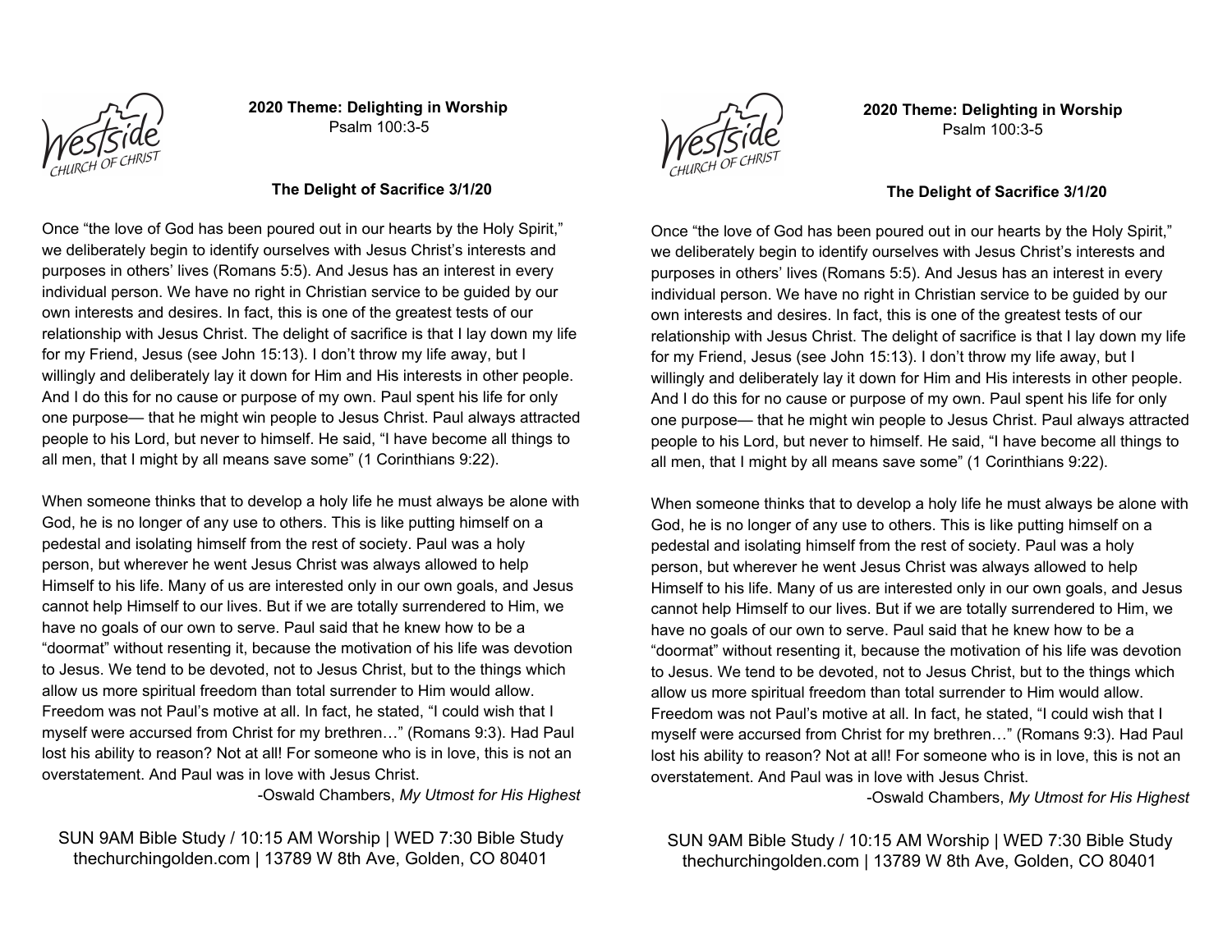**2020 Theme: Delighting in Worship**
Psalm 100:3-5

**The Delight of Sacrifice 3/1/20**

Once “the love of God has been poured out in our hearts by the Holy Spirit,” we deliberately begin to identify ourselves with Jesus Christ’s interests and purposes in others’ lives (Romans 5:5). And Jesus has an interest in every individual person. We have no right in Christian service to be guided by our own interests and desires. In fact, this is one of the greatest tests of our relationship with Jesus Christ. The delight of sacrifice is that I lay down my life for my Friend, Jesus (see John 15:13). I don’t throw my life away, but I willingly and deliberately lay it down for Him and His interests in other people. And I do this for no cause or purpose of my own. Paul spent his life for only one purpose— that he might win people to Jesus Christ. Paul always attracted people to his Lord, but never to himself. He said, “I have become all things to all men, that I might by all means save some” (1 Corinthians 9:22).

When someone thinks that to develop a holy life he must always be alone with God, he is no longer of any use to others. This is like putting himself on a pedestal and isolating himself from the rest of society. Paul was a holy person, but wherever he went Jesus Christ was always allowed to help Himself to his life. Many of us are interested only in our own goals, and Jesus cannot help Himself to our lives. But if we are totally surrendered to Him, we have no goals of our own to serve. Paul said that he knew how to be a “doormat” without resenting it, because the motivation of his life was devotion to Jesus. We tend to be devoted, not to Jesus Christ, but to the things which allow us more spiritual freedom than total surrender to Him would allow. Freedom was not Paul’s motive at all. In fact, he stated, “I could wish that I myself were accursed from Christ for my brethren…” (Romans 9:3). Had Paul lost his ability to reason? Not at all! For someone who is in love, this is not an overstatement. And Paul was in love with Jesus Christ.

-Oswald Chambers, *My Utmost for His Highest*

SUN 9AM Bible Study / 10:15 AM Worship | WED 7:30 Bible Study
thechurchingolden.com | 13789 W 8th Ave, Golden, CO 80401

---

**2020 Theme: Delighting in Worship**
Psalm 100:3-5

**The Delight of Sacrifice 3/1/20**

Once “the love of God has been poured out in our hearts by the Holy Spirit,” we deliberately begin to identify ourselves with Jesus Christ’s interests and purposes in others’ lives (Romans 5:5). And Jesus has an interest in every individual person. We have no right in Christian service to be guided by our own interests and desires. In fact, this is one of the greatest tests of our relationship with Jesus Christ. The delight of sacrifice is that I lay down my life for my Friend, Jesus (see John 15:13). I don’t throw my life away, but I willingly and deliberately lay it down for Him and His interests in other people. And I do this for no cause or purpose of my own. Paul spent his life for only one purpose— that he might win people to Jesus Christ. Paul always attracted people to his Lord, but never to himself. He said, “I have become all things to all men, that I might by all means save some” (1 Corinthians 9:22).

When someone thinks that to develop a holy life he must always be alone with God, he is no longer of any use to others. This is like putting himself on a pedestal and isolating himself from the rest of society. Paul was a holy person, but wherever he went Jesus Christ was always allowed to help Himself to his life. Many of us are interested only in our own goals, and Jesus cannot help Himself to our lives. But if we are totally surrendered to Him, we have no goals of our own to serve. Paul said that he knew how to be a “doormat” without resenting it, because the motivation of his life was devotion to Jesus. We tend to be devoted, not to Jesus Christ, but to the things which allow us more spiritual freedom than total surrender to Him would allow. Freedom was not Paul’s motive at all. In fact, he stated, “I could wish that I myself were accursed from Christ for my brethren…” (Romans 9:3). Had Paul lost his ability to reason? Not at all! For someone who is in love, this is not an overstatement. And Paul was in love with Jesus Christ.

-Oswald Chambers, *My Utmost for His Highest*

SUN 9AM Bible Study / 10:15 AM Worship | WED 7:30 Bible Study
thechurchingolden.com | 13789 W 8th Ave, Golden, CO 80401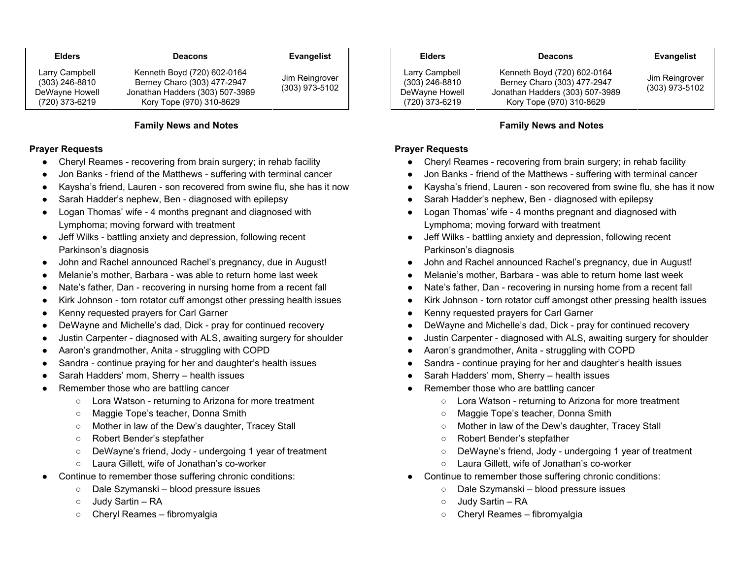| Elders | Deacons | Evangelist |
| --- | --- | --- |
| Larry Campbell | Kenneth Boyd (720) 602-0164 | Jim Reingrover |
| (303) 246-8810 | Berney Charo (303) 477-2947 | (303) 973-5102 |
| DeWayne Howell | Jonathan Hadders (303) 507-3989 | |
| (720) 373-6219 | Kory Tope (970) 310-8629 | |

### Family News and Notes

**Prayer Requests**

- Cheryl Reames - recovering from brain surgery; in rehab facility
- Jon Banks - friend of the Matthews - suffering with terminal cancer
- Kaysha's friend, Lauren - son recovered from swine flu, she has it now
- Sarah Hadder's nephew, Ben - diagnosed with epilepsy
- Logan Thomas' wife - 4 months pregnant and diagnosed with Lymphoma; moving forward with treatment
- Jeff Wilks - battling anxiety and depression, following recent Parkinson's diagnosis
- John and Rachel announced Rachel's pregnancy, due in August!
- Melanie's mother, Barbara - was able to return home last week
- Nate's father, Dan - recovering in nursing home from a recent fall
- Kirk Johnson - torn rotator cuff amongst other pressing health issues
- Kenny requested prayers for Carl Garner
- DeWayne and Michelle's dad, Dick - pray for continued recovery
- Justin Carpenter - diagnosed with ALS, awaiting surgery for shoulder
- Aaron's grandmother, Anita - struggling with COPD
- Sandra - continue praying for her and daughter's health issues
- Sarah Hadders' mom, Sherry – health issues
- Remember those who are battling cancer
    - Lora Watson - returning to Arizona for more treatment
    - Maggie Tope's teacher, Donna Smith
    - Mother in law of the Dew's daughter, Tracey Stall
    - Robert Bender's stepfather
    - DeWayne's friend, Jody - undergoing 1 year of treatment
    - Laura Gillett, wife of Jonathan's co-worker
- Continue to remember those suffering chronic conditions:
    - Dale Szymanski – blood pressure issues
    - Judy Sartin – RA
    - Cheryl Reames – fibromyalgia

| Elders | Deacons | Evangelist |
| --- | --- | --- |
| Larry Campbell | Kenneth Boyd (720) 602-0164 | Jim Reingrover |
| (303) 246-8810 | Berney Charo (303) 477-2947 | (303) 973-5102 |
| DeWayne Howell | Jonathan Hadders (303) 507-3989 | |
| (720) 373-6219 | Kory Tope (970) 310-8629 | |

### Family News and Notes

**Prayer Requests**

- Cheryl Reames - recovering from brain surgery; in rehab facility
- Jon Banks - friend of the Matthews - suffering with terminal cancer
- Kaysha's friend, Lauren - son recovered from swine flu, she has it now
- Sarah Hadder's nephew, Ben - diagnosed with epilepsy
- Logan Thomas' wife - 4 months pregnant and diagnosed with Lymphoma; moving forward with treatment
- Jeff Wilks - battling anxiety and depression, following recent Parkinson's diagnosis
- John and Rachel announced Rachel's pregnancy, due in August!
- Melanie's mother, Barbara - was able to return home last week
- Nate's father, Dan - recovering in nursing home from a recent fall
- Kirk Johnson - torn rotator cuff amongst other pressing health issues
- Kenny requested prayers for Carl Garner
- DeWayne and Michelle's dad, Dick - pray for continued recovery
- Justin Carpenter - diagnosed with ALS, awaiting surgery for shoulder
- Aaron's grandmother, Anita - struggling with COPD
- Sandra - continue praying for her and daughter's health issues
- Sarah Hadders' mom, Sherry – health issues
- Remember those who are battling cancer
    - Lora Watson - returning to Arizona for more treatment
    - Maggie Tope's teacher, Donna Smith
    - Mother in law of the Dew's daughter, Tracey Stall
    - Robert Bender's stepfather
    - DeWayne's friend, Jody - undergoing 1 year of treatment
    - Laura Gillett, wife of Jonathan's co-worker
- Continue to remember those suffering chronic conditions:
    - Dale Szymanski – blood pressure issues
    - Judy Sartin – RA
    - Cheryl Reames – fibromyalgia